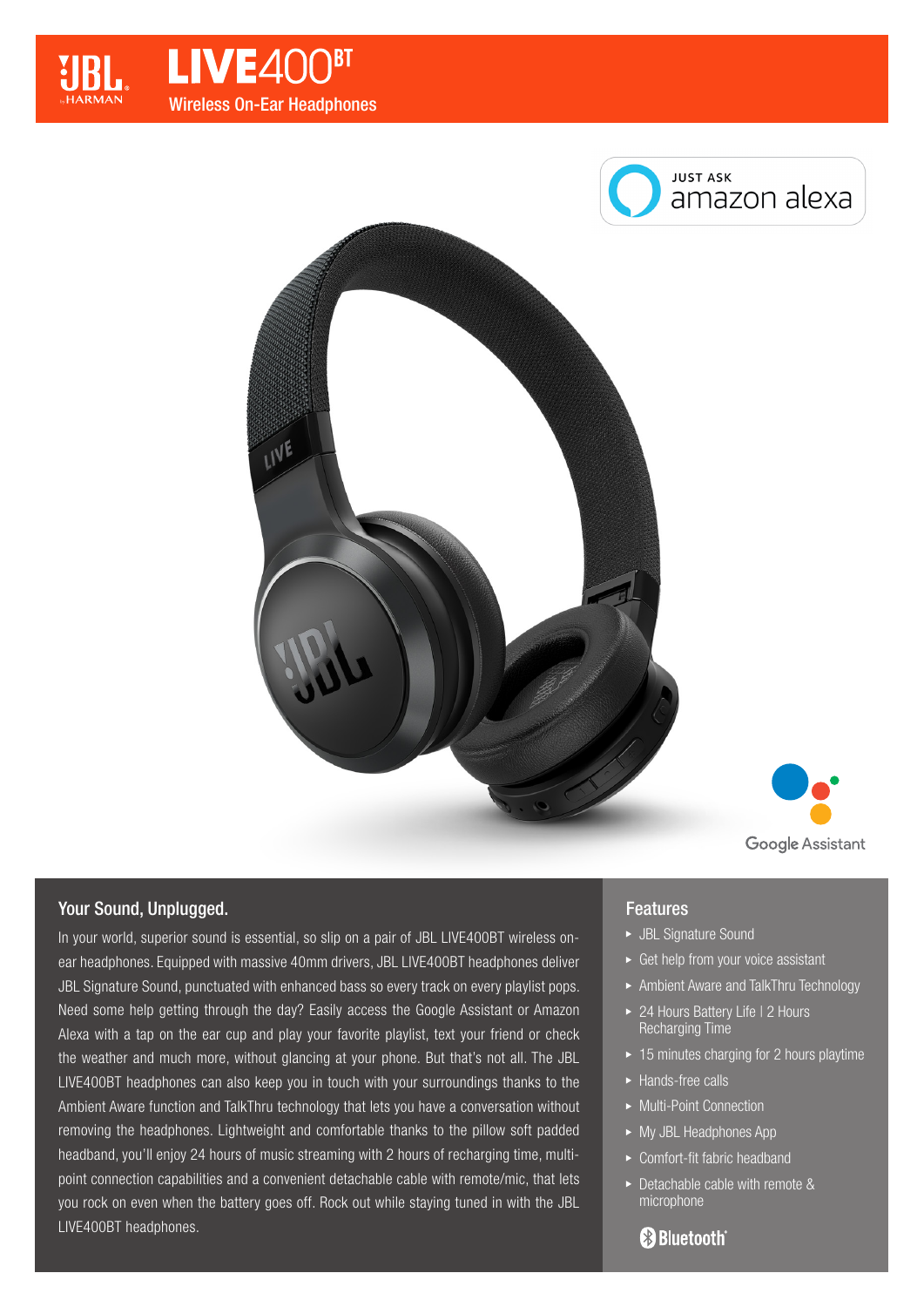# LIVE400BT

Wireless On-Ear Headphones

JUST ASK amazon alexa

Google Assistant

## Your Sound, Unplugged.

In your world, superior sound is essential, so slip on a pair of JBL LIVE400BT wireless on-ear headphones. Equipped with massive 40mm drivers, JBL LIVE400BT headphones deliver JBL Signature Sound, punctuated with enhanced bass so every track on every playlist pops. Need some help getting through the day? Easily access the Google Assistant or Amazon Alexa with a tap on the ear cup and play your favorite playlist, text your friend or check the weather and much more, without glancing at your phone. But that's not all. The JBL LIVE400BT headphones can also keep you in touch with your surroundings thanks to the Ambient Aware function and TalkThru technology that lets you have a conversation without removing the headphones. Lightweight and comfortable thanks to the pillow soft padded headband, you'll enjoy 24 hours of music streaming with 2 hours of recharging time, multi-point connection capabilities and a convenient detachable cable with remote/mic, that lets you rock on even when the battery goes off. Rock out while staying tuned in with the JBL LIVE400BT headphones.

## Features

- JBL Signature Sound
- Get help from your voice assistant
- Ambient Aware and TalkThru Technology
- 24 Hours Battery Life | 2 Hours Recharging Time
- 15 minutes charging for 2 hours playtime
- Hands-free calls
- Multi-Point Connection
- My JBL Headphones App
- Comfort-fit fabric headband
- Detachable cable with remote & microphone

Bluetooth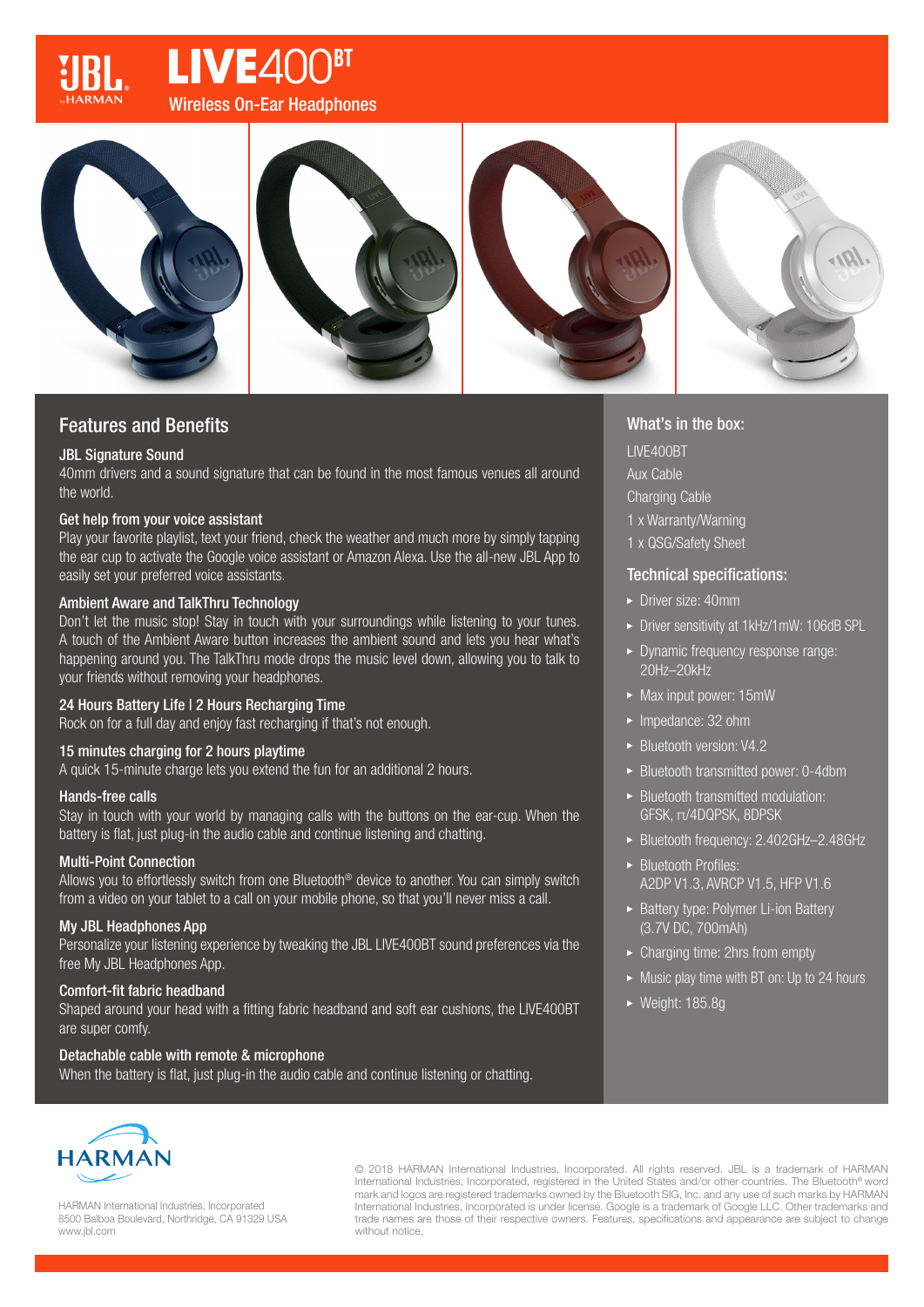# JBL LIVE400BT

Wireless On-Ear Headphones

## Features and Benefits

### JBL Signature Sound
40mm drivers and a sound signature that can be found in the most famous venues all around the world.

### Get help from your voice assistant
Play your favorite playlist, text your friend, check the weather and much more by simply tapping the ear cup to activate the Google voice assistant or Amazon Alexa. Use the all-new JBL App to easily set your preferred voice assistants.

### Ambient Aware and TalkThru Technology
Don't let the music stop! Stay in touch with your surroundings while listening to your tunes. A touch of the Ambient Aware button increases the ambient sound and lets you hear what's happening around you. The TalkThru mode drops the music level down, allowing you to talk to your friends without removing your headphones.

### 24 Hours Battery Life | 2 Hours Recharging Time
Rock on for a full day and enjoy fast recharging if that's not enough.

### 15 minutes charging for 2 hours playtime
A quick 15-minute charge lets you extend the fun for an additional 2 hours.

### Hands-free calls
Stay in touch with your world by managing calls with the buttons on the ear-cup. When the battery is flat, just plug-in the audio cable and continue listening and chatting.

### Multi-Point Connection
Allows you to effortlessly switch from one Bluetooth® device to another. You can simply switch from a video on your tablet to a call on your mobile phone, so that you'll never miss a call.

### My JBL Headphones App
Personalize your listening experience by tweaking the JBL LIVE400BT sound preferences via the free My JBL Headphones App.

### Comfort-fit fabric headband
Shaped around your head with a fitting fabric headband and soft ear cushions, the LIVE400BT are super comfy.

### Detachable cable with remote & microphone
When the battery is flat, just plug-in the audio cable and continue listening or chatting.

## What's in the box:

LIVE400BT
Aux Cable
Charging Cable
1 x Warranty/Warning
1 x QSG/Safety Sheet

## Technical specifications:

- Driver size: 40mm
- Driver sensitivity at 1kHz/1mW: 106dB SPL
- Dynamic frequency response range: 20Hz–20kHz
- Max input power: 15mW
- Impedance: 32 ohm
- Bluetooth version: V4.2
- Bluetooth transmitted power: 0-4dbm
- Bluetooth transmitted modulation: GFSK, π/4DQPSK, 8DPSK
- Bluetooth frequency: 2.402GHz–2.48GHz
- Bluetooth Profiles: A2DP V1.3, AVRCP V1.5, HFP V1.6
- Battery type: Polymer Li-ion Battery (3.7V DC, 700mAh)
- Charging time: 2hrs from empty
- Music play time with BT on: Up to 24 hours
- Weight: 185.8g

HARMAN

HARMAN International Industries, Incorporated
8500 Balboa Boulevard, Northridge, CA 91329 USA
www.jbl.com

© 2018 HARMAN International Industries, Incorporated. All rights reserved. JBL is a trademark of HARMAN International Industries, Incorporated, registered in the United States and/or other countries. The Bluetooth® word mark and logos are registered trademarks owned by the Bluetooth SIG, Inc. and any use of such marks by HARMAN International Industries, Incorporated is under license. Google is a trademark of Google LLC. Other trademarks and trade names are those of their respective owners. Features, specifications and appearance are subject to change without notice.